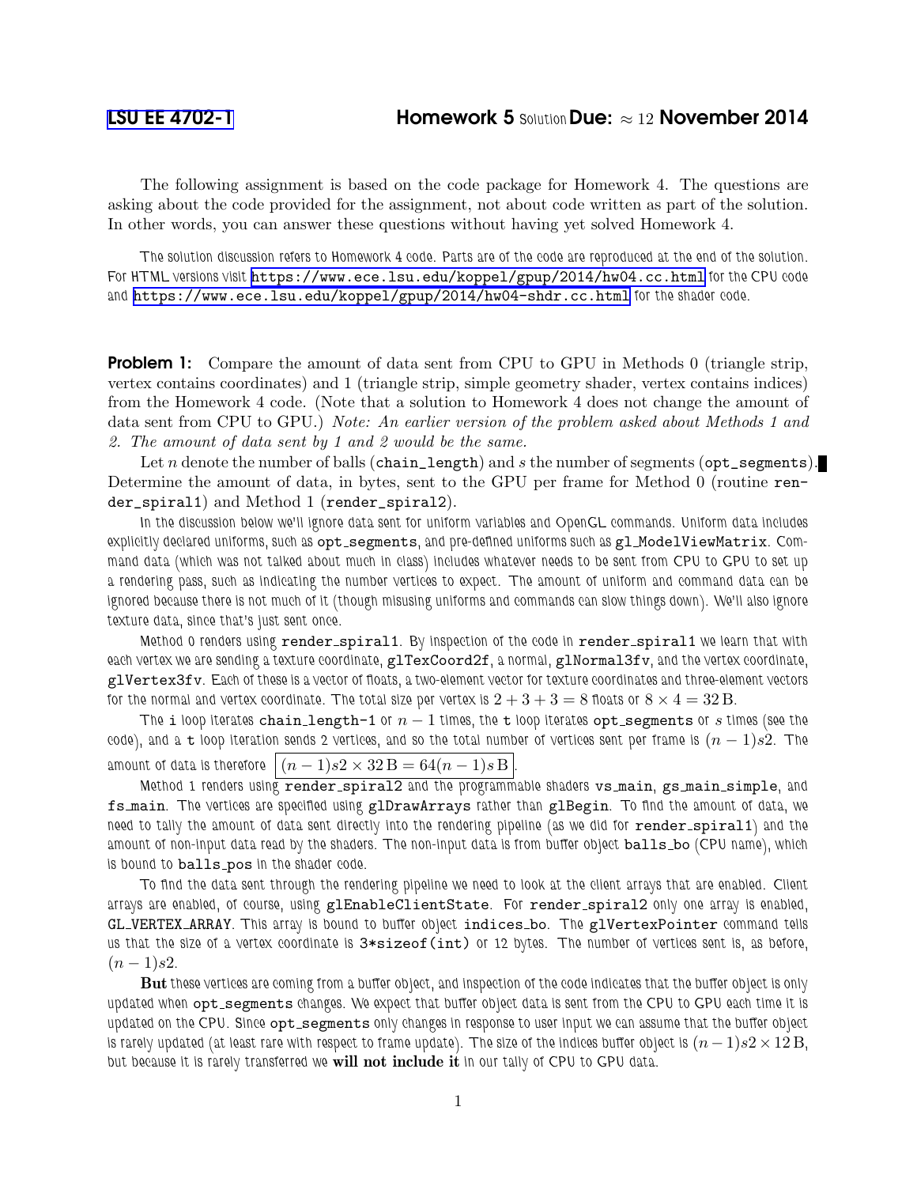LSU EE 4702-1 **Homework 5** Solution **Due: $\approx 12$ November 2014**

The following assignment is based on the code package for Homework 4. The questions are asking about the code provided for the assignment, not about code written as part of the solution. In other words, you can answer these questions without having yet solved Homework 4.

The solution discussion refers to Homework 4 code. Parts are of the code are reproduced at the end of the solution. For HTML versions visit https://www.ece.lsu.edu/koppel/gpup/2014/hw04.cc.html for the CPU code and https://www.ece.lsu.edu/koppel/gpup/2014/hw04-shdr.cc.html for the shader code.

**Problem 1:** Compare the amount of data sent from CPU to GPU in Methods 0 (triangle strip, vertex contains coordinates) and 1 (triangle strip, simple geometry shader, vertex contains indices) from the Homework 4 code. (Note that a solution to Homework 4 does not change the amount of data sent from CPU to GPU.) *Note: An earlier version of the problem asked about Methods 1 and 2. The amount of data sent by 1 and 2 would be the same.*

Let $n$ denote the number of balls (`chain_length`) and $s$ the number of segments (`opt_segments`). Determine the amount of data, in bytes, sent to the GPU per frame for Method 0 (routine `render_spiral1`) and Method 1 (`render_spiral2`).

In the discussion below we'll ignore data sent for uniform variables and OpenGL commands. Uniform data includes explicitly declared uniforms, such as `opt_segments`, and pre-defined uniforms such as `gl_ModelViewMatrix`. Command data (which was not talked about much in class) includes whatever needs to be sent from CPU to GPU to set up a rendering pass, such as indicating the number vertices to expect. The amount of uniform and command data can be ignored because there is not much of it (though misusing uniforms and commands can slow things down). We'll also ignore texture data, since that's just sent once.

Method 0 renders using `render_spiral1`. By inspection of the code in `render_spiral1` we learn that with each vertex we are sending a texture coordinate, `glTexCoord2f`, a normal, `glNormal3fv`, and the vertex coordinate, `glVertex3fv`. Each of these is a vector of floats, a two-element vector for texture coordinates and three-element vectors for the normal and vertex coordinate. The total size per vertex is $2 + 3 + 3 = 8$ floats or $8 \times 4 = 32\,\mathrm{B}$.

The `i` loop iterates `chain_length-1` or $n - 1$ times, the `t` loop iterates `opt_segments` or $s$ times (see the code), and a `t` loop iteration sends 2 vertices, and so the total number of vertices sent per frame is $(n - 1)s2$. The amount of data is therefore $\boxed{(n - 1)s2 \times 32\,\mathrm{B} = 64(n - 1)s\,\mathrm{B}}$.

Method 1 renders using `render_spiral2` and the programmable shaders `vs_main`, `gs_main_simple`, and `fs_main`. The vertices are specified using `glDrawArrays` rather than `glBegin`. To find the amount of data, we need to tally the amount of data sent directly into the rendering pipeline (as we did for `render_spiral1`) and the amount of non-input data read by the shaders. The non-input data is from buffer object `balls_bo` (CPU name), which is bound to `balls_pos` in the shader code.

To find the data sent through the rendering pipeline we need to look at the client arrays that are enabled. Client arrays are enabled, of course, using `glEnableClientState`. For `render_spiral2` only one array is enabled, `GL_VERTEX_ARRAY`. This array is bound to buffer object `indices_bo`. The `glVertexPointer` command tells us that the size of a vertex coordinate is `3*sizeof(int)` or 12 bytes. The number of vertices sent is, as before, $(n - 1)s2$.

**But** these vertices are coming from a buffer object, and inspection of the code indicates that the buffer object is only updated when `opt_segments` changes. We expect that buffer object data is sent from the CPU to GPU each time it is updated on the CPU. Since `opt_segments` only changes in response to user input we can assume that the buffer object is rarely updated (at least rare with respect to frame update). The size of the indices buffer object is $(n - 1)s2 \times 12\,\mathrm{B}$, but because it is rarely transferred we **will not include it** in our tally of CPU to GPU data.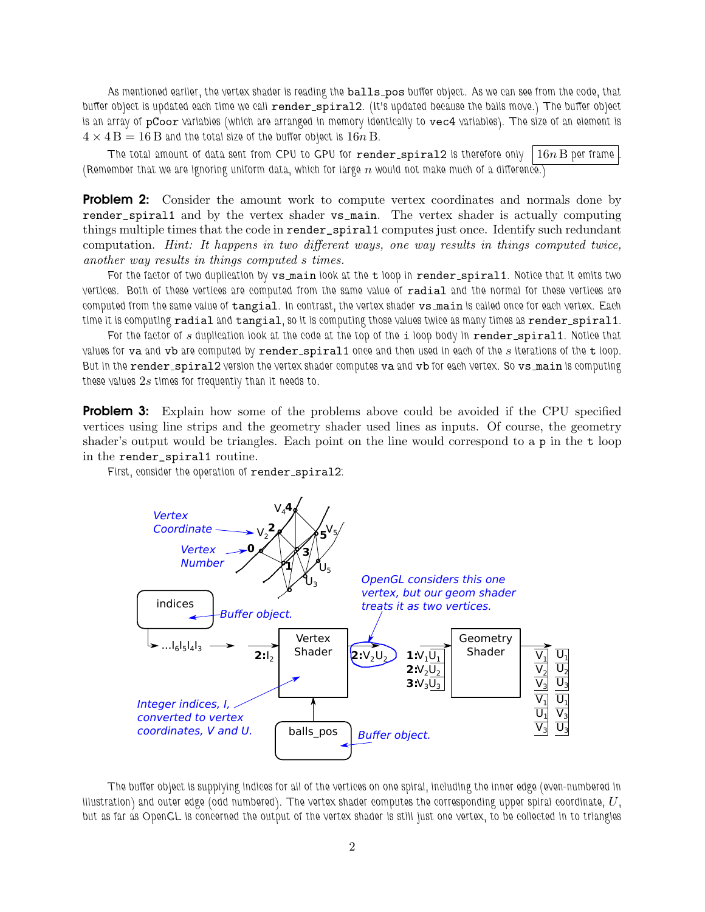As mentioned earlier, the vertex shader is reading the `balls_pos` buffer object. As we can see from the code, that buffer object is updated each time we call `render_spiral2`. (It's updated because the balls move.) The buffer object is an array of `pCoor` variables (which are arranged in memory identically to `vec4` variables). The size of an element is $4 \times 4\,\mathrm{B} = 16\,\mathrm{B}$ and the total size of the buffer object is $16n\,\mathrm{B}$.

The total amount of data sent from CPU to GPU for `render_spiral2` is therefore only $\boxed{16n\,\mathrm{B} \text{ per frame}}$. (Remember that we are ignoring uniform data, which for large $n$ would not make much of a difference.)

**Problem 2:** Consider the amount work to compute vertex coordinates and normals done by `render_spiral1` and by the vertex shader `vs_main`. The vertex shader is actually computing things multiple times that the code in `render_spiral1` computes just once. Identify such redundant computation. *Hint: It happens in two different ways, one way results in things computed twice, another way results in things computed s times.*

For the factor of two duplication by `vs_main` look at the `t` loop in `render_spiral1`. Notice that it emits two vertices. Both of these vertices are computed from the same value of `radial` and the normal for these vertices are computed from the same value of `tangial`. In contrast, the vertex shader `vs_main` is called once for each vertex. Each time it is computing `radial` and `tangial`, so it is computing those values twice as many times as `render_spiral1`.

For the factor of $s$ duplication look at the code at the top of the `i` loop body in `render_spiral1`. Notice that values for `va` and `vb` are computed by `render_spiral1` once and then used in each of the $s$ iterations of the `t` loop. But in the `render_spiral2` version the vertex shader computes `va` and `vb` for each vertex. So `vs_main` is computing these values $2s$ times for frequently than it needs to.

**Problem 3:** Explain how some of the problems above could be avoided if the CPU specified vertices using line strips and the geometry shader used lines as inputs. Of course, the geometry shader's output would be triangles. Each point on the line would correspond to a `p` in the `t` loop in the `render_spiral1` routine.

First, consider the operation of `render_spiral2`:

The buffer object is supplying indices for all of the vertices on one spiral, including the inner edge (even-numbered in illustration) and outer edge (odd numbered). The vertex shader computes the corresponding upper spiral coordinate, $U$, but as far as OpenGL is concerned the output of the vertex shader is still just one vertex, to be collected in to triangles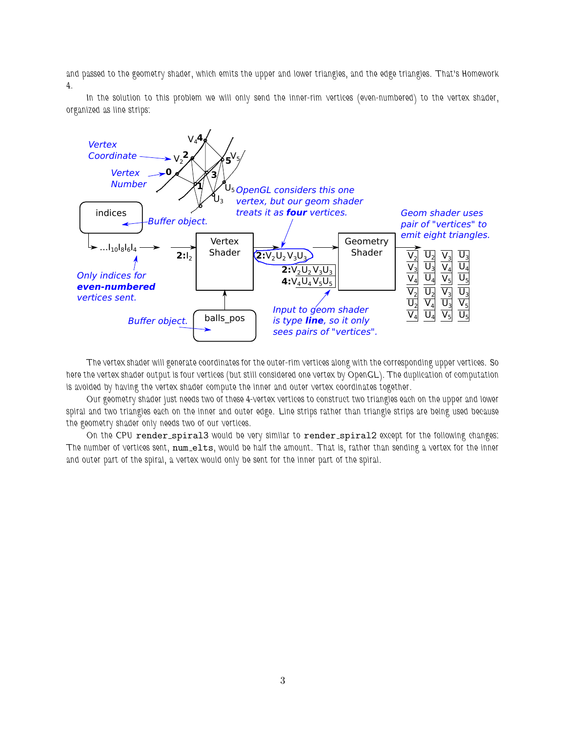and passed to the geometry shader, which emits the upper and lower triangles, and the edge triangles. That's Homework 4.

In the solution to this problem we will only send the inner-rim vertices (even-numbered) to the vertex shader, organized as line strips:

The vertex shader will generate coordinates for the outer-rim vertices along with the corresponding upper vertices. So here the vertex shader output is four vertices (but still considered one vertex by OpenGL). The duplication of computation is avoided by having the vertex shader compute the inner and outer vertex coordinates together.

Our geometry shader just needs two of these 4-vertex vertices to construct two triangles each on the upper and lower spiral and two triangles each on the inner and outer edge. Line strips rather than triangle strips are being used because the geometry shader only needs two of our vertices.

On the CPU `render_spiral3` would be very similar to `render_spiral2` except for the following changes: The number of vertices sent, `num_elts`, would be half the amount. That is, rather than sending a vertex for the inner and outer part of the spiral, a vertex would only be sent for the inner part of the spiral.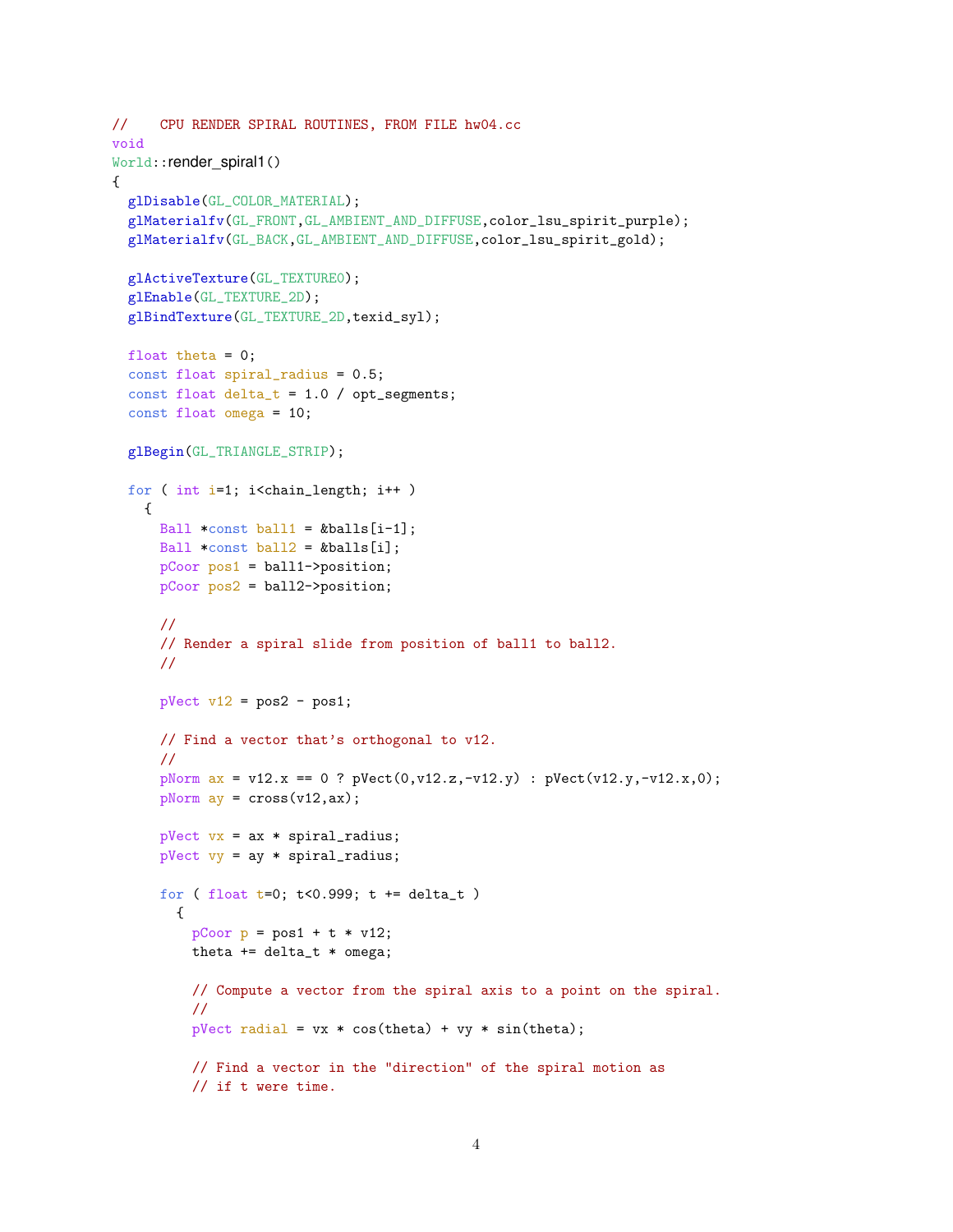```
//    CPU RENDER SPIRAL ROUTINES, FROM FILE hw04.cc
void
World::render_spiral1()
{
  glDisable(GL_COLOR_MATERIAL);
  glMaterialfv(GL_FRONT,GL_AMBIENT_AND_DIFFUSE,color_lsu_spirit_purple);
  glMaterialfv(GL_BACK,GL_AMBIENT_AND_DIFFUSE,color_lsu_spirit_gold);

  glActiveTexture(GL_TEXTURE0);
  glEnable(GL_TEXTURE_2D);
  glBindTexture(GL_TEXTURE_2D,texid_syl);

  float theta = 0;
  const float spiral_radius = 0.5;
  const float delta_t = 1.0 / opt_segments;
  const float omega = 10;

  glBegin(GL_TRIANGLE_STRIP);

  for ( int i=1; i<chain_length; i++ )
    {
      Ball *const ball1 = &balls[i-1];
      Ball *const ball2 = &balls[i];
      pCoor pos1 = ball1->position;
      pCoor pos2 = ball2->position;

      //
      // Render a spiral slide from position of ball1 to ball2.
      //

      pVect v12 = pos2 - pos1;

      // Find a vector that's orthogonal to v12.
      //
      pNorm ax = v12.x == 0 ? pVect(0,v12.z,-v12.y) : pVect(v12.y,-v12.x,0);
      pNorm ay = cross(v12,ax);

      pVect vx = ax * spiral_radius;
      pVect vy = ay * spiral_radius;

      for ( float t=0; t<0.999; t += delta_t )
        {
          pCoor p = pos1 + t * v12;
          theta += delta_t * omega;

          // Compute a vector from the spiral axis to a point on the spiral.
          //
          pVect radial = vx * cos(theta) + vy * sin(theta);

          // Find a vector in the "direction" of the spiral motion as
          // if t were time.
```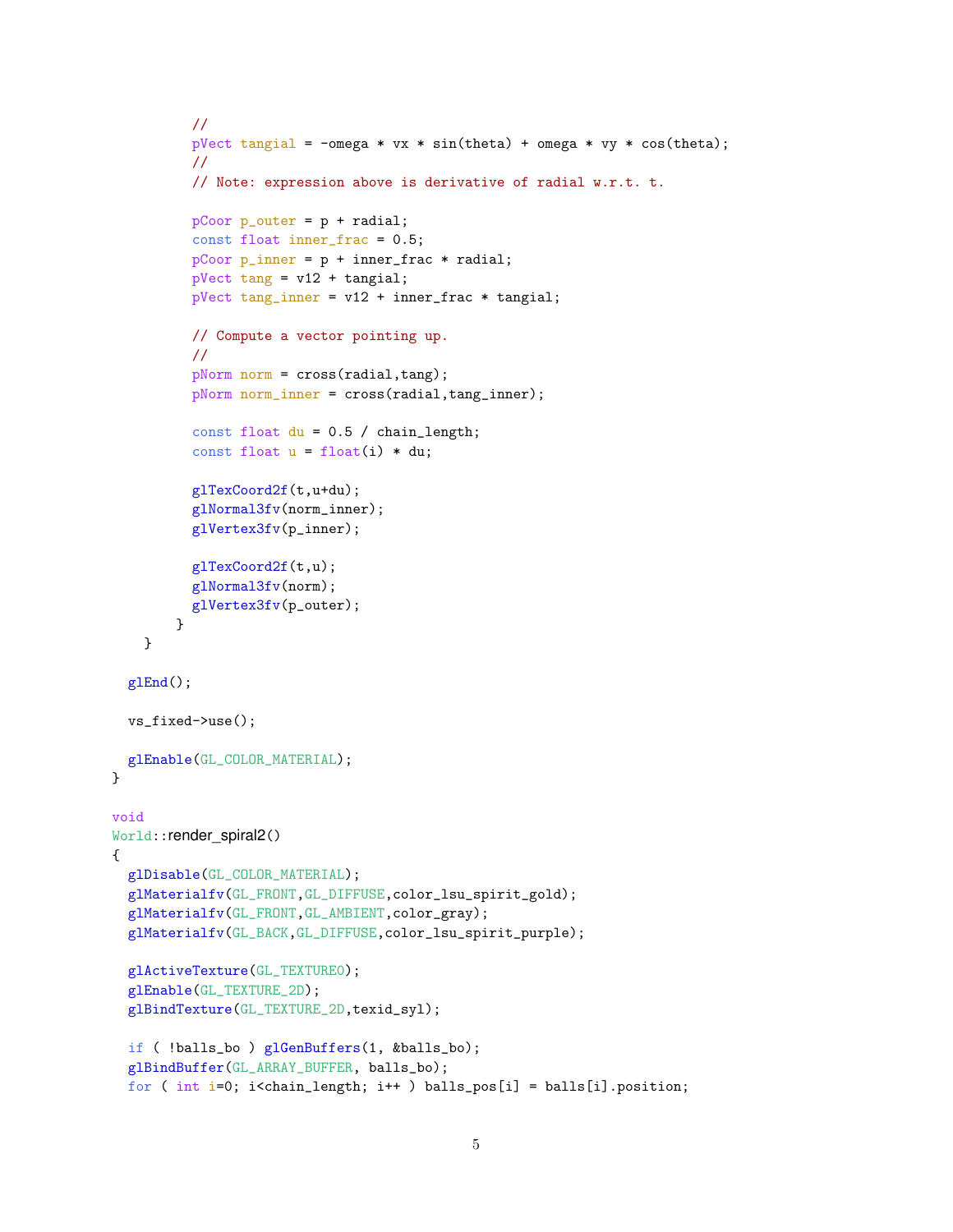```
          //
          pVect tangial = -omega * vx * sin(theta) + omega * vy * cos(theta);
          //
          // Note: expression above is derivative of radial w.r.t. t.

          pCoor p_outer = p + radial;
          const float inner_frac = 0.5;
          pCoor p_inner = p + inner_frac * radial;
          pVect tang = v12 + tangial;
          pVect tang_inner = v12 + inner_frac * tangial;

          // Compute a vector pointing up.
          //
          pNorm norm = cross(radial,tang);
          pNorm norm_inner = cross(radial,tang_inner);

          const float du = 0.5 / chain_length;
          const float u = float(i) * du;

          glTexCoord2f(t,u+du);
          glNormal3fv(norm_inner);
          glVertex3fv(p_inner);

          glTexCoord2f(t,u);
          glNormal3fv(norm);
          glVertex3fv(p_outer);
        }
    }

  glEnd();

  vs_fixed->use();

  glEnable(GL_COLOR_MATERIAL);
}

void
World::render_spiral2()
{
  glDisable(GL_COLOR_MATERIAL);
  glMaterialfv(GL_FRONT,GL_DIFFUSE,color_lsu_spirit_gold);
  glMaterialfv(GL_FRONT,GL_AMBIENT,color_gray);
  glMaterialfv(GL_BACK,GL_DIFFUSE,color_lsu_spirit_purple);

  glActiveTexture(GL_TEXTURE0);
  glEnable(GL_TEXTURE_2D);
  glBindTexture(GL_TEXTURE_2D,texid_syl);

  if ( !balls_bo ) glGenBuffers(1, &balls_bo);
  glBindBuffer(GL_ARRAY_BUFFER, balls_bo);
  for ( int i=0; i<chain_length; i++ ) balls_pos[i] = balls[i].position;
```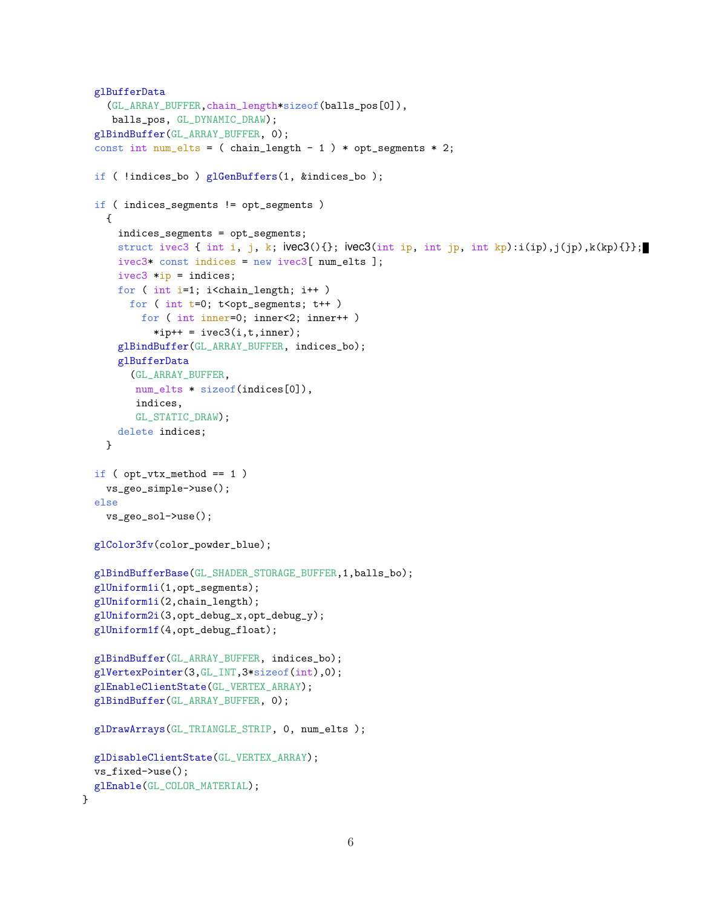```
  glBufferData
    (GL_ARRAY_BUFFER,chain_length*sizeof(balls_pos[0]),
     balls_pos, GL_DYNAMIC_DRAW);
  glBindBuffer(GL_ARRAY_BUFFER, 0);
  const int num_elts = ( chain_length - 1 ) * opt_segments * 2;

  if ( !indices_bo ) glGenBuffers(1, &indices_bo );

  if ( indices_segments != opt_segments )
    {
      indices_segments = opt_segments;
      struct ivec3 { int i, j, k; ivec3(){}; ivec3(int ip, int jp, int kp):i(ip),j(jp),k(kp){}};
      ivec3* const indices = new ivec3[ num_elts ];
      ivec3 *ip = indices;
      for ( int i=1; i<chain_length; i++ )
        for ( int t=0; t<opt_segments; t++ )
          for ( int inner=0; inner<2; inner++ )
            *ip++ = ivec3(i,t,inner);
      glBindBuffer(GL_ARRAY_BUFFER, indices_bo);
      glBufferData
        (GL_ARRAY_BUFFER,
         num_elts * sizeof(indices[0]),
         indices,
         GL_STATIC_DRAW);
      delete indices;
    }

  if ( opt_vtx_method == 1 )
    vs_geo_simple->use();
  else
    vs_geo_sol->use();

  glColor3fv(color_powder_blue);

  glBindBufferBase(GL_SHADER_STORAGE_BUFFER,1,balls_bo);
  glUniform1i(1,opt_segments);
  glUniform1i(2,chain_length);
  glUniform2i(3,opt_debug_x,opt_debug_y);
  glUniform1f(4,opt_debug_float);

  glBindBuffer(GL_ARRAY_BUFFER, indices_bo);
  glVertexPointer(3,GL_INT,3*sizeof(int),0);
  glEnableClientState(GL_VERTEX_ARRAY);
  glBindBuffer(GL_ARRAY_BUFFER, 0);

  glDrawArrays(GL_TRIANGLE_STRIP, 0, num_elts );

  glDisableClientState(GL_VERTEX_ARRAY);
  vs_fixed->use();
  glEnable(GL_COLOR_MATERIAL);
}
```